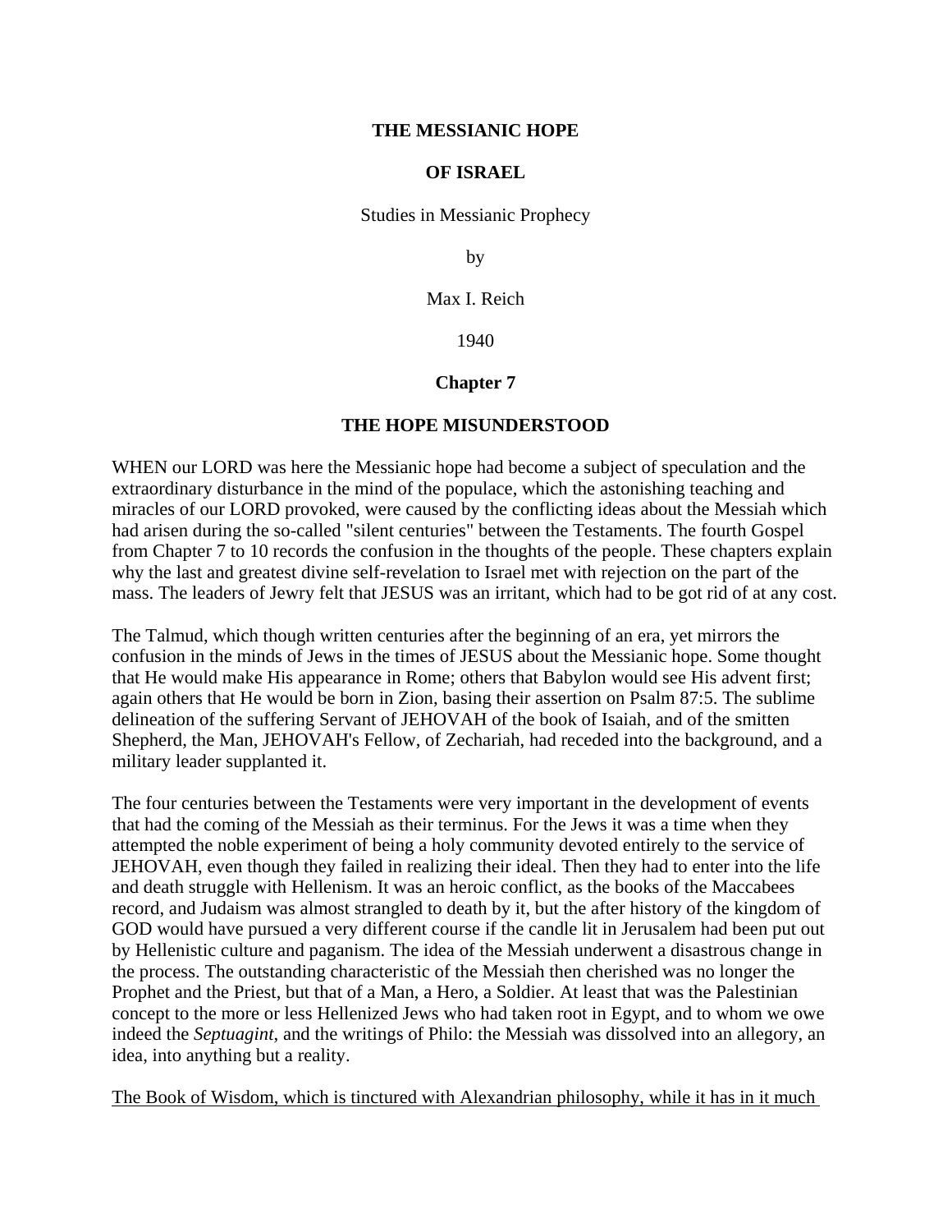**THE MESSIANIC HOPE**

**OF ISRAEL**

Studies in Messianic Prophecy

by

Max I. Reich

1940

## Chapter 7

## THE HOPE MISUNDERSTOOD

WHEN our LORD was here the Messianic hope had become a subject of speculation and the extraordinary disturbance in the mind of the populace, which the astonishing teaching and miracles of our LORD provoked, were caused by the conflicting ideas about the Messiah which had arisen during the so-called "silent centuries" between the Testaments. The fourth Gospel from Chapter 7 to 10 records the confusion in the thoughts of the people. These chapters explain why the last and greatest divine self-revelation to Israel met with rejection on the part of the mass. The leaders of Jewry felt that JESUS was an irritant, which had to be got rid of at any cost.

The Talmud, which though written centuries after the beginning of an era, yet mirrors the confusion in the minds of Jews in the times of JESUS about the Messianic hope. Some thought that He would make His appearance in Rome; others that Babylon would see His advent first; again others that He would be born in Zion, basing their assertion on Psalm 87:5. The sublime delineation of the suffering Servant of JEHOVAH of the book of Isaiah, and of the smitten Shepherd, the Man, JEHOVAH's Fellow, of Zechariah, had receded into the background, and a military leader supplanted it.

The four centuries between the Testaments were very important in the development of events that had the coming of the Messiah as their terminus. For the Jews it was a time when they attempted the noble experiment of being a holy community devoted entirely to the service of JEHOVAH, even though they failed in realizing their ideal. Then they had to enter into the life and death struggle with Hellenism. It was an heroic conflict, as the books of the Maccabees record, and Judaism was almost strangled to death by it, but the after history of the kingdom of GOD would have pursued a very different course if the candle lit in Jerusalem had been put out by Hellenistic culture and paganism. The idea of the Messiah underwent a disastrous change in the process. The outstanding characteristic of the Messiah then cherished was no longer the Prophet and the Priest, but that of a Man, a Hero, a Soldier. At least that was the Palestinian concept to the more or less Hellenized Jews who had taken root in Egypt, and to whom we owe indeed the *Septuagint,* and the writings of Philo: the Messiah was dissolved into an allegory, an idea, into anything but a reality.

The Book of Wisdom, which is tinctured with Alexandrian philosophy, while it has in it much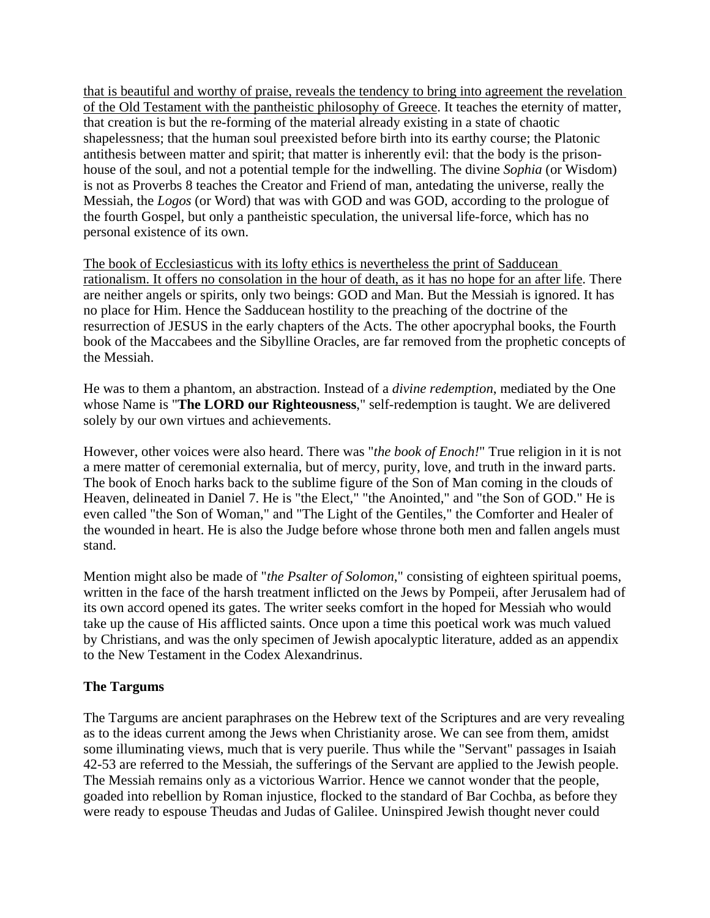that is beautiful and worthy of praise, reveals the tendency to bring into agreement the revelation of the Old Testament with the pantheistic philosophy of Greece. It teaches the eternity of matter, that creation is but the re-forming of the material already existing in a state of chaotic shapelessness; that the human soul preexisted before birth into its earthy course; the Platonic antithesis between matter and spirit; that matter is inherently evil: that the body is the prison-house of the soul, and not a potential temple for the indwelling. The divine *Sophia* (or Wisdom) is not as Proverbs 8 teaches the Creator and Friend of man, antedating the universe, really the Messiah, the *Logos* (or Word) that was with GOD and was GOD, according to the prologue of the fourth Gospel, but only a pantheistic speculation, the universal life-force, which has no personal existence of its own.

The book of Ecclesiasticus with its lofty ethics is nevertheless the print of Sadducean rationalism. It offers no consolation in the hour of death, as it has no hope for an after life. There are neither angels or spirits, only two beings: GOD and Man. But the Messiah is ignored. It has no place for Him. Hence the Sadducean hostility to the preaching of the doctrine of the resurrection of JESUS in the early chapters of the Acts. The other apocryphal books, the Fourth book of the Maccabees and the Sibylline Oracles, are far removed from the prophetic concepts of the Messiah.

He was to them a phantom, an abstraction. Instead of a *divine redemption*, mediated by the One whose Name is "**The LORD our Righteousness**," self-redemption is taught. We are delivered solely by our own virtues and achievements.

However, other voices were also heard. There was "*the book of Enoch!*" True religion in it is not a mere matter of ceremonial externalia, but of mercy, purity, love, and truth in the inward parts. The book of Enoch harks back to the sublime figure of the Son of Man coming in the clouds of Heaven, delineated in Daniel 7. He is "the Elect," "the Anointed," and "the Son of GOD." He is even called "the Son of Woman," and "The Light of the Gentiles," the Comforter and Healer of the wounded in heart. He is also the Judge before whose throne both men and fallen angels must stand.

Mention might also be made of "*the Psalter of Solomon*," consisting of eighteen spiritual poems, written in the face of the harsh treatment inflicted on the Jews by Pompeii, after Jerusalem had of its own accord opened its gates. The writer seeks comfort in the hoped for Messiah who would take up the cause of His afflicted saints. Once upon a time this poetical work was much valued by Christians, and was the only specimen of Jewish apocalyptic literature, added as an appendix to the New Testament in the Codex Alexandrinus.

### The Targums

The Targums are ancient paraphrases on the Hebrew text of the Scriptures and are very revealing as to the ideas current among the Jews when Christianity arose. We can see from them, amidst some illuminating views, much that is very puerile. Thus while the "Servant" passages in Isaiah 42-53 are referred to the Messiah, the sufferings of the Servant are applied to the Jewish people. The Messiah remains only as a victorious Warrior. Hence we cannot wonder that the people, goaded into rebellion by Roman injustice, flocked to the standard of Bar Cochba, as before they were ready to espouse Theudas and Judas of Galilee. Uninspired Jewish thought never could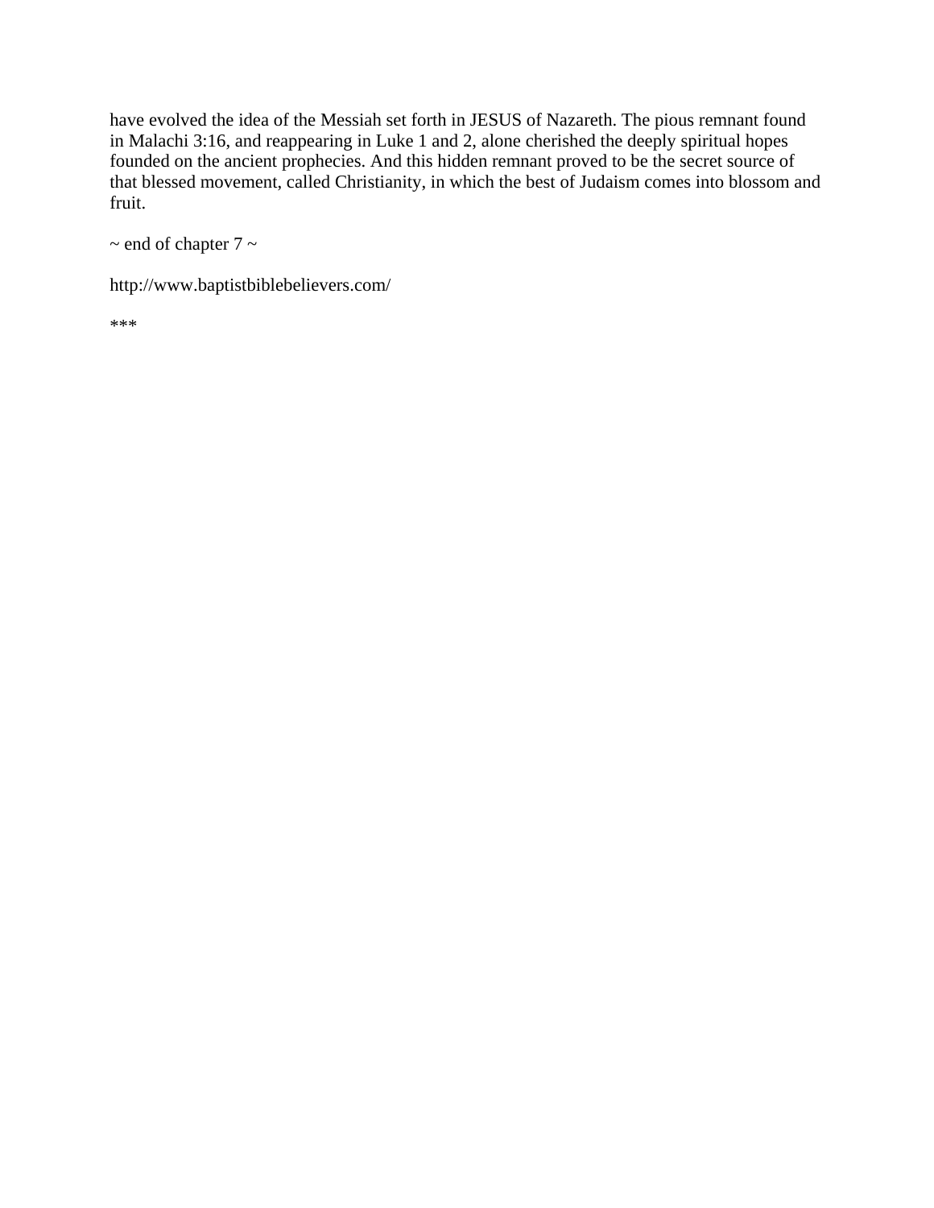have evolved the idea of the Messiah set forth in JESUS of Nazareth. The pious remnant found in Malachi 3:16, and reappearing in Luke 1 and 2, alone cherished the deeply spiritual hopes founded on the ancient prophecies. And this hidden remnant proved to be the secret source of that blessed movement, called Christianity, in which the best of Judaism comes into blossom and fruit.

~ end of chapter 7 ~

http://www.baptistbiblebelievers.com/

***